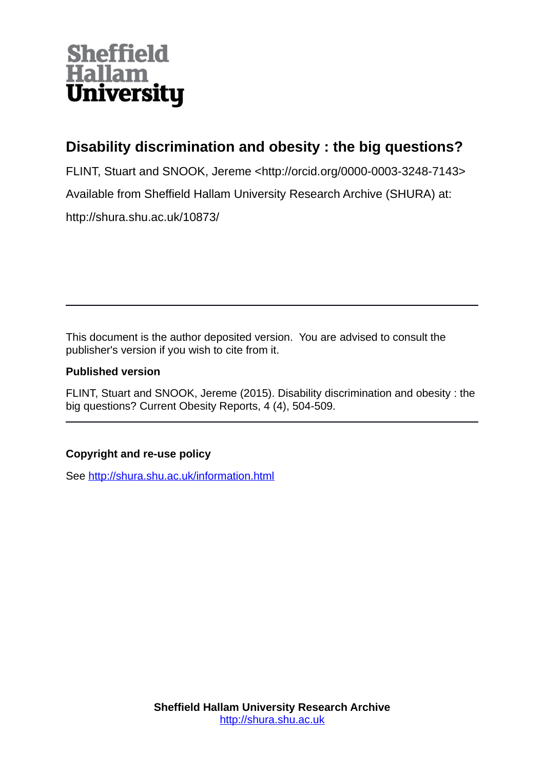Sheffield Hallam University

# Disability discrimination and obesity : the big questions?

FLINT, Stuart and SNOOK, Jereme <http://orcid.org/0000-0003-3248-7143>

Available from Sheffield Hallam University Research Archive (SHURA) at:

http://shura.shu.ac.uk/10873/

---

This document is the author deposited version. You are advised to consult the publisher's version if you wish to cite from it.

**Published version**

FLINT, Stuart and SNOOK, Jereme (2015). Disability discrimination and obesity : the big questions? Current Obesity Reports, 4 (4), 504-509.

---

**Copyright and re-use policy**

See http://shura.shu.ac.uk/information.html

**Sheffield Hallam University Research Archive**
http://shura.shu.ac.uk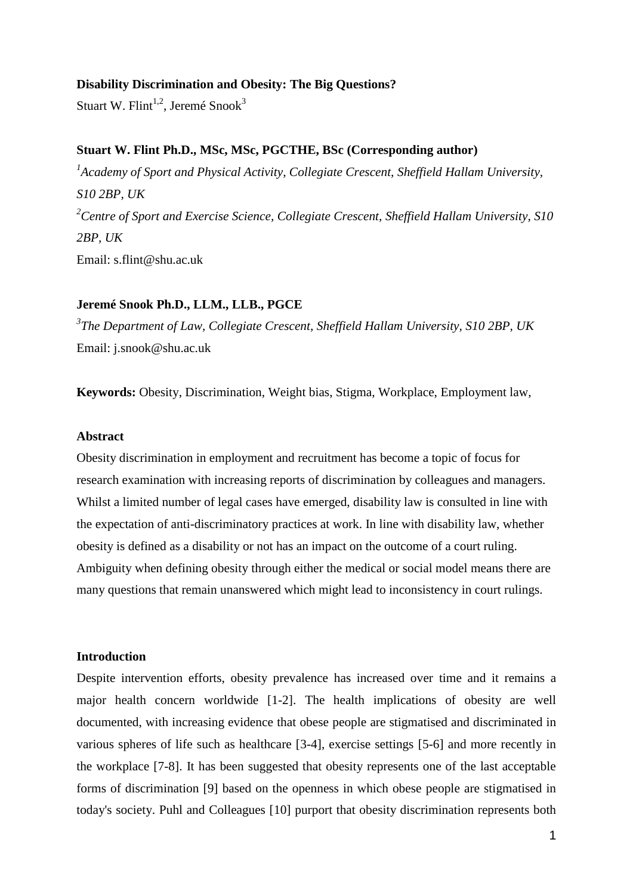**Disability Discrimination and Obesity: The Big Questions?**

Stuart W. Flint[1,2], Jeremé Snook[3]

**Stuart W. Flint Ph.D., MSc, MSc, PGCTHE, BSc (Corresponding author)**

[1]*Academy of Sport and Physical Activity, Collegiate Crescent, Sheffield Hallam University, S10 2BP, UK*

[2]*Centre of Sport and Exercise Science, Collegiate Crescent, Sheffield Hallam University, S10 2BP, UK*

Email: s.flint@shu.ac.uk

**Jeremé Snook Ph.D., LLM., LLB., PGCE**

[3]*The Department of Law, Collegiate Crescent, Sheffield Hallam University, S10 2BP, UK*

Email: j.snook@shu.ac.uk

**Keywords:** Obesity, Discrimination, Weight bias, Stigma, Workplace, Employment law,

**Abstract**

Obesity discrimination in employment and recruitment has become a topic of focus for research examination with increasing reports of discrimination by colleagues and managers. Whilst a limited number of legal cases have emerged, disability law is consulted in line with the expectation of anti-discriminatory practices at work. In line with disability law, whether obesity is defined as a disability or not has an impact on the outcome of a court ruling. Ambiguity when defining obesity through either the medical or social model means there are many questions that remain unanswered which might lead to inconsistency in court rulings.

**Introduction**

Despite intervention efforts, obesity prevalence has increased over time and it remains a major health concern worldwide [1-2]. The health implications of obesity are well documented, with increasing evidence that obese people are stigmatised and discriminated in various spheres of life such as healthcare [3-4], exercise settings [5-6] and more recently in the workplace [7-8]. It has been suggested that obesity represents one of the last acceptable forms of discrimination [9] based on the openness in which obese people are stigmatised in today's society. Puhl and Colleagues [10] purport that obesity discrimination represents both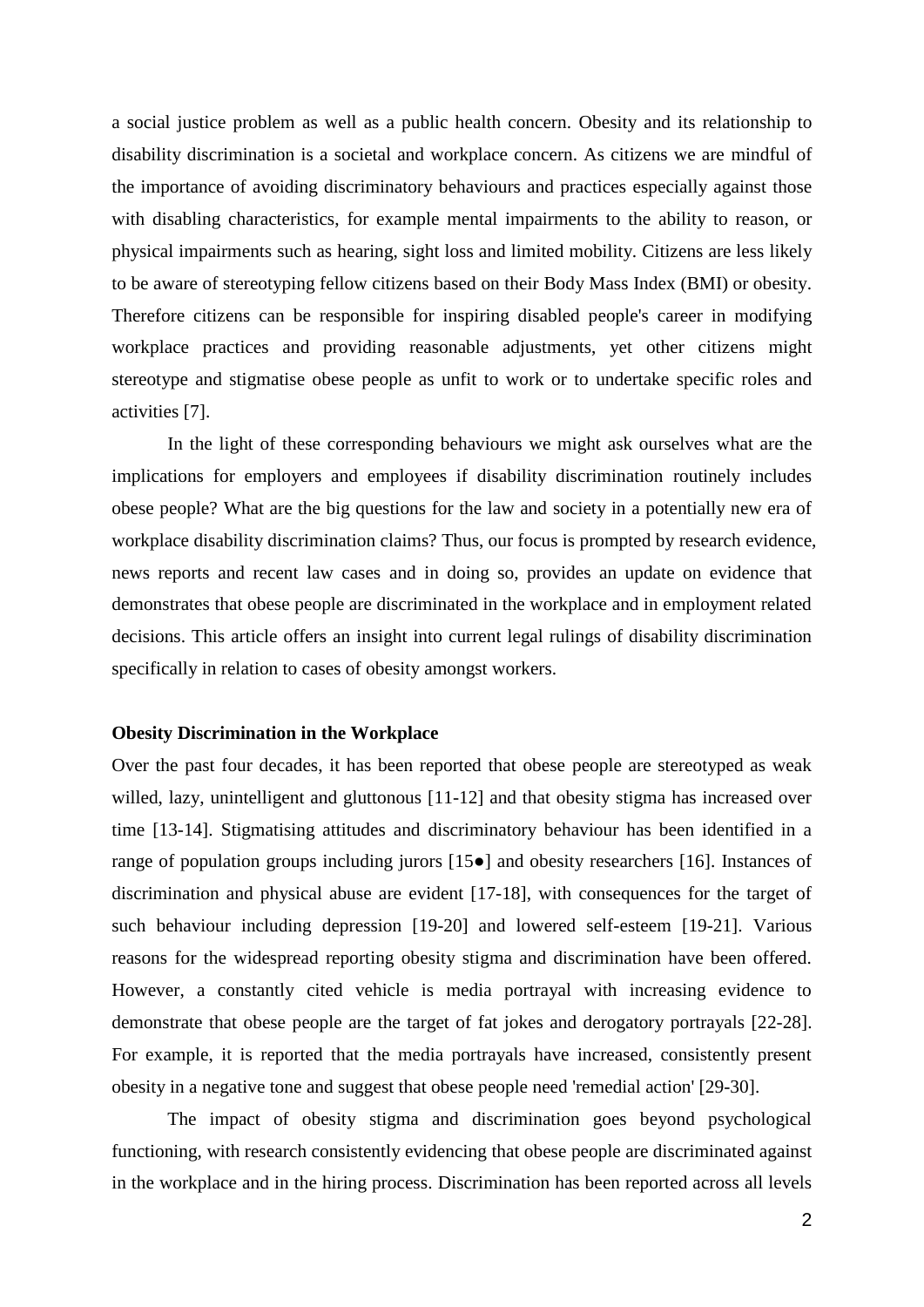a social justice problem as well as a public health concern. Obesity and its relationship to disability discrimination is a societal and workplace concern. As citizens we are mindful of the importance of avoiding discriminatory behaviours and practices especially against those with disabling characteristics, for example mental impairments to the ability to reason, or physical impairments such as hearing, sight loss and limited mobility. Citizens are less likely to be aware of stereotyping fellow citizens based on their Body Mass Index (BMI) or obesity. Therefore citizens can be responsible for inspiring disabled people's career in modifying workplace practices and providing reasonable adjustments, yet other citizens might stereotype and stigmatise obese people as unfit to work or to undertake specific roles and activities [7].

In the light of these corresponding behaviours we might ask ourselves what are the implications for employers and employees if disability discrimination routinely includes obese people? What are the big questions for the law and society in a potentially new era of workplace disability discrimination claims? Thus, our focus is prompted by research evidence, news reports and recent law cases and in doing so, provides an update on evidence that demonstrates that obese people are discriminated in the workplace and in employment related decisions. This article offers an insight into current legal rulings of disability discrimination specifically in relation to cases of obesity amongst workers.

**Obesity Discrimination in the Workplace**

Over the past four decades, it has been reported that obese people are stereotyped as weak willed, lazy, unintelligent and gluttonous [11-12] and that obesity stigma has increased over time [13-14]. Stigmatising attitudes and discriminatory behaviour has been identified in a range of population groups including jurors [15●] and obesity researchers [16]. Instances of discrimination and physical abuse are evident [17-18], with consequences for the target of such behaviour including depression [19-20] and lowered self-esteem [19-21]. Various reasons for the widespread reporting obesity stigma and discrimination have been offered. However, a constantly cited vehicle is media portrayal with increasing evidence to demonstrate that obese people are the target of fat jokes and derogatory portrayals [22-28]. For example, it is reported that the media portrayals have increased, consistently present obesity in a negative tone and suggest that obese people need 'remedial action' [29-30].

The impact of obesity stigma and discrimination goes beyond psychological functioning, with research consistently evidencing that obese people are discriminated against in the workplace and in the hiring process. Discrimination has been reported across all levels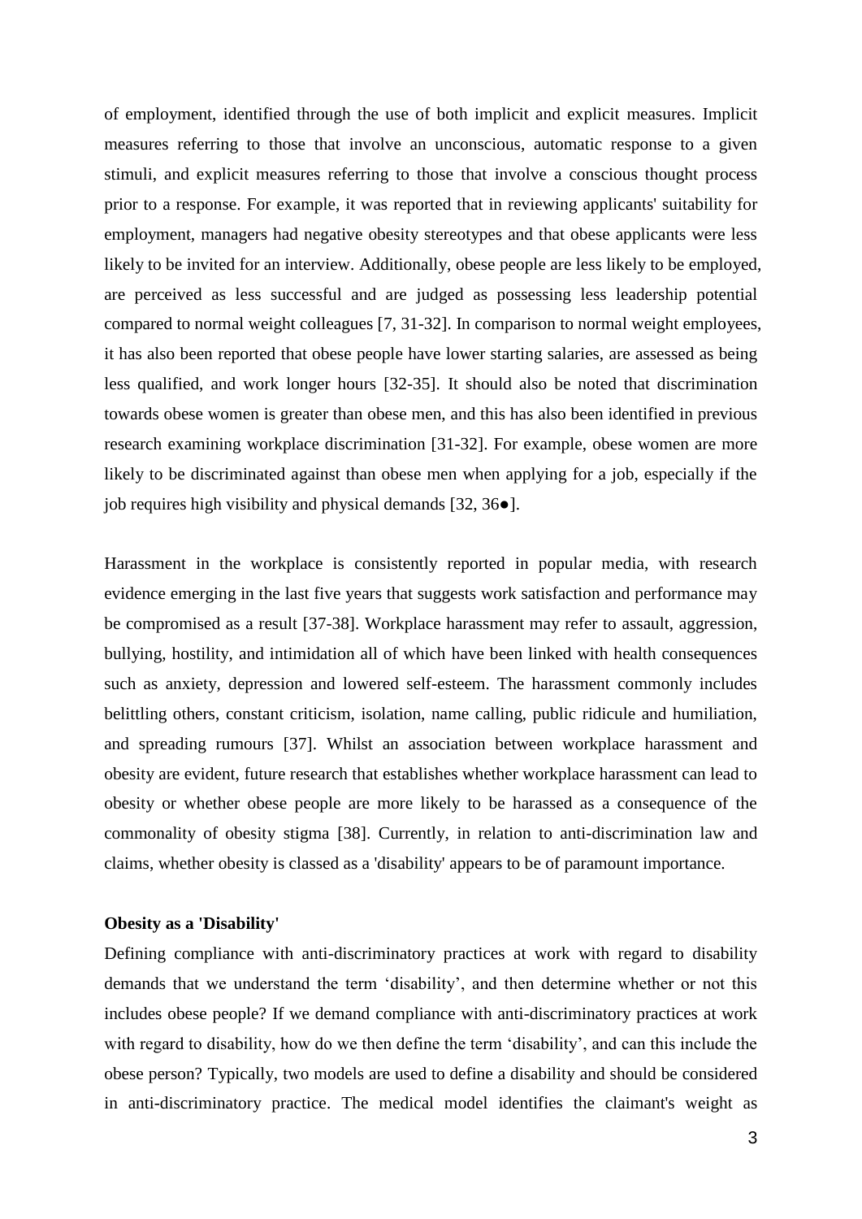of employment, identified through the use of both implicit and explicit measures. Implicit measures referring to those that involve an unconscious, automatic response to a given stimuli, and explicit measures referring to those that involve a conscious thought process prior to a response. For example, it was reported that in reviewing applicants' suitability for employment, managers had negative obesity stereotypes and that obese applicants were less likely to be invited for an interview. Additionally, obese people are less likely to be employed, are perceived as less successful and are judged as possessing less leadership potential compared to normal weight colleagues [7, 31-32]. In comparison to normal weight employees, it has also been reported that obese people have lower starting salaries, are assessed as being less qualified, and work longer hours [32-35]. It should also be noted that discrimination towards obese women is greater than obese men, and this has also been identified in previous research examining workplace discrimination [31-32]. For example, obese women are more likely to be discriminated against than obese men when applying for a job, especially if the job requires high visibility and physical demands [32, 36●].

Harassment in the workplace is consistently reported in popular media, with research evidence emerging in the last five years that suggests work satisfaction and performance may be compromised as a result [37-38]. Workplace harassment may refer to assault, aggression, bullying, hostility, and intimidation all of which have been linked with health consequences such as anxiety, depression and lowered self-esteem. The harassment commonly includes belittling others, constant criticism, isolation, name calling, public ridicule and humiliation, and spreading rumours [37]. Whilst an association between workplace harassment and obesity are evident, future research that establishes whether workplace harassment can lead to obesity or whether obese people are more likely to be harassed as a consequence of the commonality of obesity stigma [38]. Currently, in relation to anti-discrimination law and claims, whether obesity is classed as a 'disability' appears to be of paramount importance.

**Obesity as a 'Disability'**

Defining compliance with anti-discriminatory practices at work with regard to disability demands that we understand the term 'disability', and then determine whether or not this includes obese people? If we demand compliance with anti-discriminatory practices at work with regard to disability, how do we then define the term 'disability', and can this include the obese person? Typically, two models are used to define a disability and should be considered in anti-discriminatory practice. The medical model identifies the claimant's weight as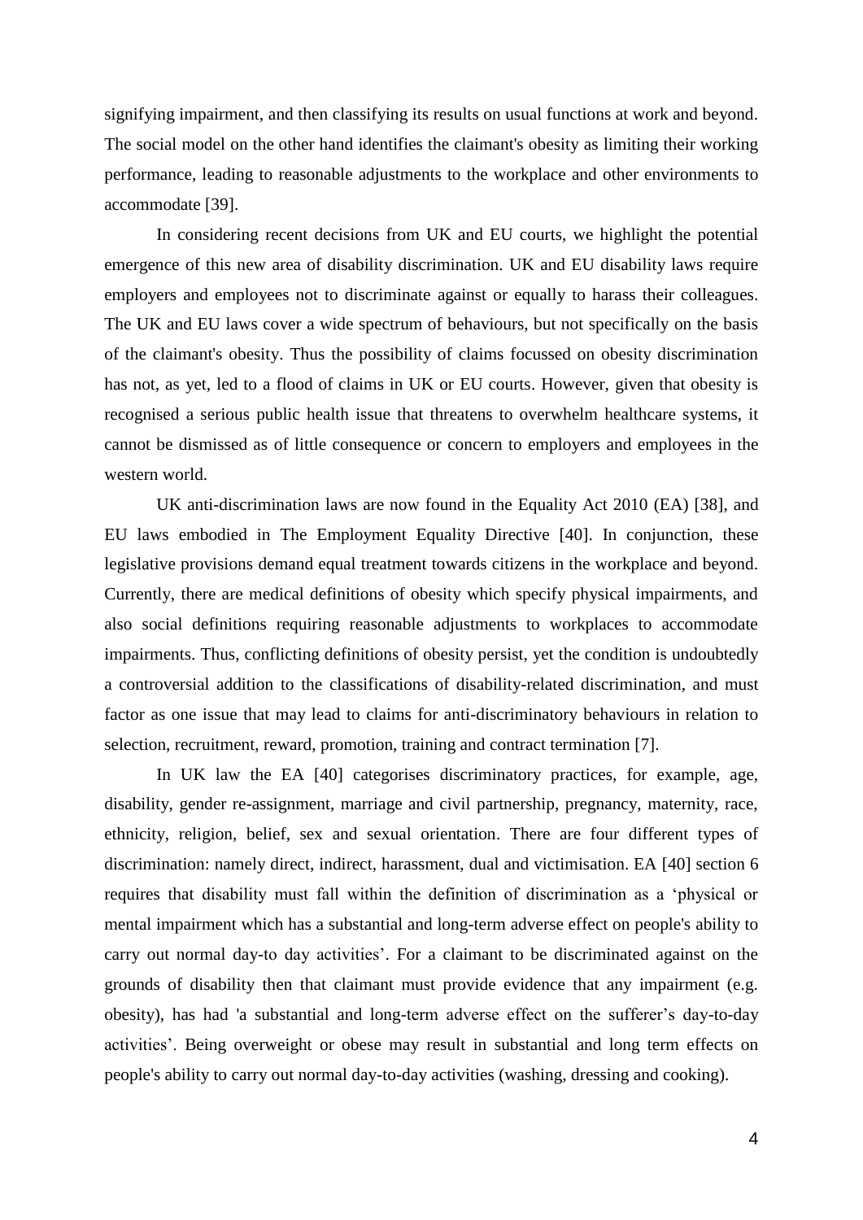signifying impairment, and then classifying its results on usual functions at work and beyond. The social model on the other hand identifies the claimant's obesity as limiting their working performance, leading to reasonable adjustments to the workplace and other environments to accommodate [39].

In considering recent decisions from UK and EU courts, we highlight the potential emergence of this new area of disability discrimination. UK and EU disability laws require employers and employees not to discriminate against or equally to harass their colleagues. The UK and EU laws cover a wide spectrum of behaviours, but not specifically on the basis of the claimant's obesity. Thus the possibility of claims focussed on obesity discrimination has not, as yet, led to a flood of claims in UK or EU courts. However, given that obesity is recognised a serious public health issue that threatens to overwhelm healthcare systems, it cannot be dismissed as of little consequence or concern to employers and employees in the western world.

UK anti-discrimination laws are now found in the Equality Act 2010 (EA) [38], and EU laws embodied in The Employment Equality Directive [40]. In conjunction, these legislative provisions demand equal treatment towards citizens in the workplace and beyond. Currently, there are medical definitions of obesity which specify physical impairments, and also social definitions requiring reasonable adjustments to workplaces to accommodate impairments. Thus, conflicting definitions of obesity persist, yet the condition is undoubtedly a controversial addition to the classifications of disability-related discrimination, and must factor as one issue that may lead to claims for anti-discriminatory behaviours in relation to selection, recruitment, reward, promotion, training and contract termination [7].

In UK law the EA [40] categorises discriminatory practices, for example, age, disability, gender re-assignment, marriage and civil partnership, pregnancy, maternity, race, ethnicity, religion, belief, sex and sexual orientation. There are four different types of discrimination: namely direct, indirect, harassment, dual and victimisation. EA [40] section 6 requires that disability must fall within the definition of discrimination as a 'physical or mental impairment which has a substantial and long-term adverse effect on people's ability to carry out normal day-to day activities'. For a claimant to be discriminated against on the grounds of disability then that claimant must provide evidence that any impairment (e.g. obesity), has had 'a substantial and long-term adverse effect on the sufferer's day-to-day activities'. Being overweight or obese may result in substantial and long term effects on people's ability to carry out normal day-to-day activities (washing, dressing and cooking).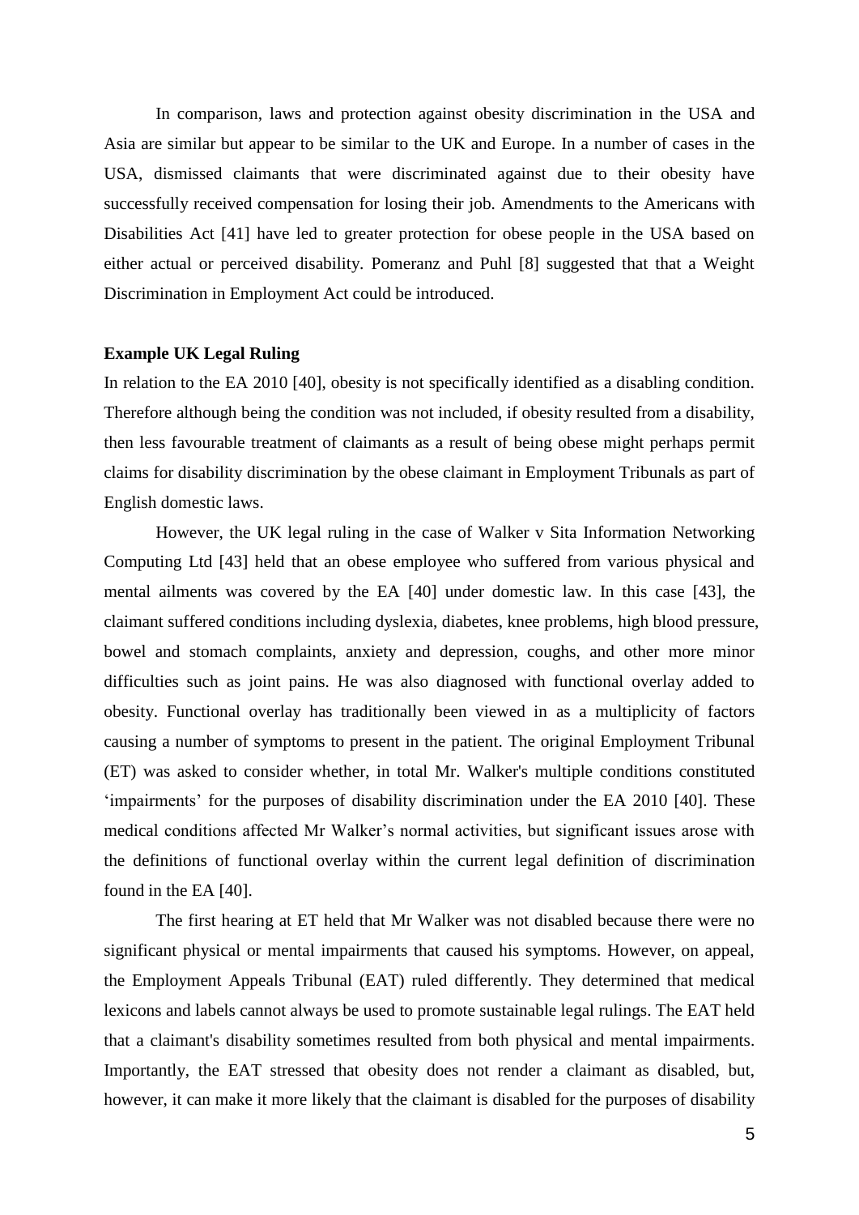In comparison, laws and protection against obesity discrimination in the USA and Asia are similar but appear to be similar to the UK and Europe. In a number of cases in the USA, dismissed claimants that were discriminated against due to their obesity have successfully received compensation for losing their job. Amendments to the Americans with Disabilities Act [41] have led to greater protection for obese people in the USA based on either actual or perceived disability. Pomeranz and Puhl [8] suggested that that a Weight Discrimination in Employment Act could be introduced.

**Example UK Legal Ruling**

In relation to the EA 2010 [40], obesity is not specifically identified as a disabling condition. Therefore although being the condition was not included, if obesity resulted from a disability, then less favourable treatment of claimants as a result of being obese might perhaps permit claims for disability discrimination by the obese claimant in Employment Tribunals as part of English domestic laws.

However, the UK legal ruling in the case of Walker v Sita Information Networking Computing Ltd [43] held that an obese employee who suffered from various physical and mental ailments was covered by the EA [40] under domestic law. In this case [43], the claimant suffered conditions including dyslexia, diabetes, knee problems, high blood pressure, bowel and stomach complaints, anxiety and depression, coughs, and other more minor difficulties such as joint pains. He was also diagnosed with functional overlay added to obesity. Functional overlay has traditionally been viewed in as a multiplicity of factors causing a number of symptoms to present in the patient. The original Employment Tribunal (ET) was asked to consider whether, in total Mr. Walker's multiple conditions constituted 'impairments' for the purposes of disability discrimination under the EA 2010 [40]. These medical conditions affected Mr Walker's normal activities, but significant issues arose with the definitions of functional overlay within the current legal definition of discrimination found in the EA [40].

The first hearing at ET held that Mr Walker was not disabled because there were no significant physical or mental impairments that caused his symptoms. However, on appeal, the Employment Appeals Tribunal (EAT) ruled differently. They determined that medical lexicons and labels cannot always be used to promote sustainable legal rulings. The EAT held that a claimant's disability sometimes resulted from both physical and mental impairments. Importantly, the EAT stressed that obesity does not render a claimant as disabled, but, however, it can make it more likely that the claimant is disabled for the purposes of disability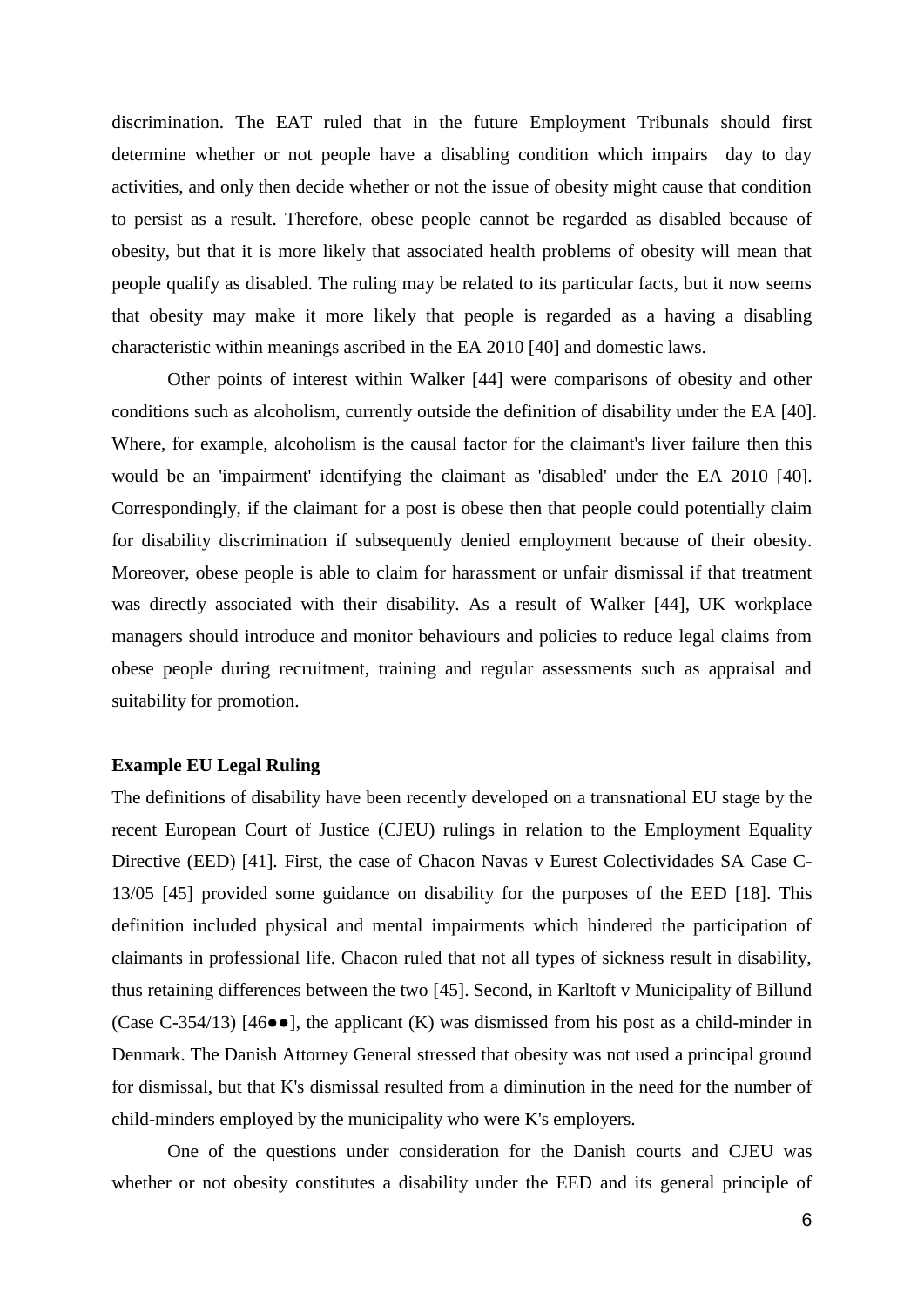discrimination. The EAT ruled that in the future Employment Tribunals should first determine whether or not people have a disabling condition which impairs day to day activities, and only then decide whether or not the issue of obesity might cause that condition to persist as a result. Therefore, obese people cannot be regarded as disabled because of obesity, but that it is more likely that associated health problems of obesity will mean that people qualify as disabled. The ruling may be related to its particular facts, but it now seems that obesity may make it more likely that people is regarded as a having a disabling characteristic within meanings ascribed in the EA 2010 [40] and domestic laws.

Other points of interest within Walker [44] were comparisons of obesity and other conditions such as alcoholism, currently outside the definition of disability under the EA [40]. Where, for example, alcoholism is the causal factor for the claimant's liver failure then this would be an 'impairment' identifying the claimant as 'disabled' under the EA 2010 [40]. Correspondingly, if the claimant for a post is obese then that people could potentially claim for disability discrimination if subsequently denied employment because of their obesity. Moreover, obese people is able to claim for harassment or unfair dismissal if that treatment was directly associated with their disability. As a result of Walker [44], UK workplace managers should introduce and monitor behaviours and policies to reduce legal claims from obese people during recruitment, training and regular assessments such as appraisal and suitability for promotion.

**Example EU Legal Ruling**

The definitions of disability have been recently developed on a transnational EU stage by the recent European Court of Justice (CJEU) rulings in relation to the Employment Equality Directive (EED) [41]. First, the case of Chacon Navas v Eurest Colectividades SA Case C-13/05 [45] provided some guidance on disability for the purposes of the EED [18]. This definition included physical and mental impairments which hindered the participation of claimants in professional life. Chacon ruled that not all types of sickness result in disability, thus retaining differences between the two [45]. Second, in Karltoft v Municipality of Billund (Case C-354/13) [46●●], the applicant (K) was dismissed from his post as a child-minder in Denmark. The Danish Attorney General stressed that obesity was not used a principal ground for dismissal, but that K's dismissal resulted from a diminution in the need for the number of child-minders employed by the municipality who were K's employers.

One of the questions under consideration for the Danish courts and CJEU was whether or not obesity constitutes a disability under the EED and its general principle of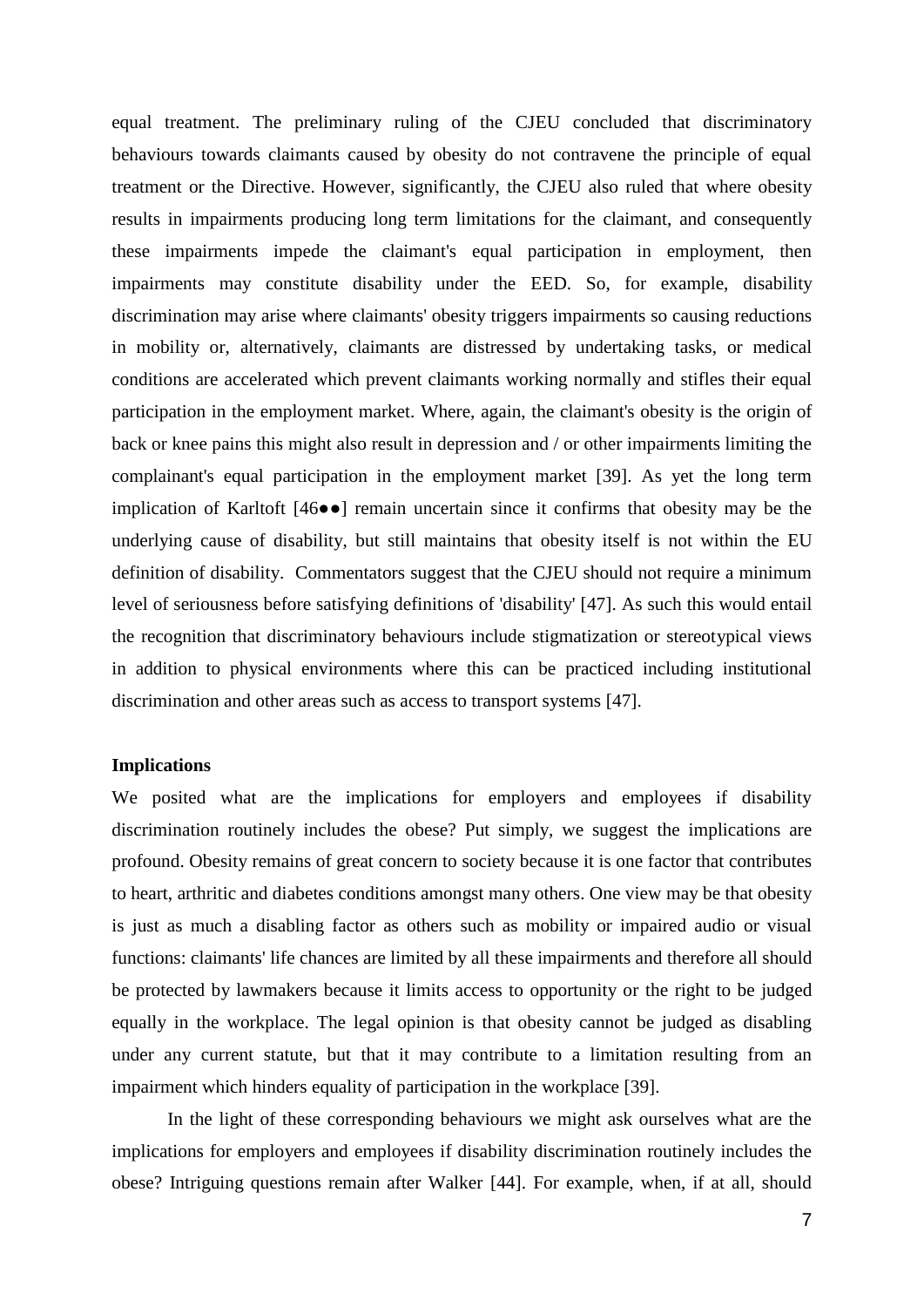equal treatment. The preliminary ruling of the CJEU concluded that discriminatory behaviours towards claimants caused by obesity do not contravene the principle of equal treatment or the Directive. However, significantly, the CJEU also ruled that where obesity results in impairments producing long term limitations for the claimant, and consequently these impairments impede the claimant's equal participation in employment, then impairments may constitute disability under the EED. So, for example, disability discrimination may arise where claimants' obesity triggers impairments so causing reductions in mobility or, alternatively, claimants are distressed by undertaking tasks, or medical conditions are accelerated which prevent claimants working normally and stifles their equal participation in the employment market. Where, again, the claimant's obesity is the origin of back or knee pains this might also result in depression and / or other impairments limiting the complainant's equal participation in the employment market [39]. As yet the long term implication of Karltoft [46●●] remain uncertain since it confirms that obesity may be the underlying cause of disability, but still maintains that obesity itself is not within the EU definition of disability. Commentators suggest that the CJEU should not require a minimum level of seriousness before satisfying definitions of 'disability' [47]. As such this would entail the recognition that discriminatory behaviours include stigmatization or stereotypical views in addition to physical environments where this can be practiced including institutional discrimination and other areas such as access to transport systems [47].

**Implications**

We posited what are the implications for employers and employees if disability discrimination routinely includes the obese? Put simply, we suggest the implications are profound. Obesity remains of great concern to society because it is one factor that contributes to heart, arthritic and diabetes conditions amongst many others. One view may be that obesity is just as much a disabling factor as others such as mobility or impaired audio or visual functions: claimants' life chances are limited by all these impairments and therefore all should be protected by lawmakers because it limits access to opportunity or the right to be judged equally in the workplace. The legal opinion is that obesity cannot be judged as disabling under any current statute, but that it may contribute to a limitation resulting from an impairment which hinders equality of participation in the workplace [39].

In the light of these corresponding behaviours we might ask ourselves what are the implications for employers and employees if disability discrimination routinely includes the obese? Intriguing questions remain after Walker [44]. For example, when, if at all, should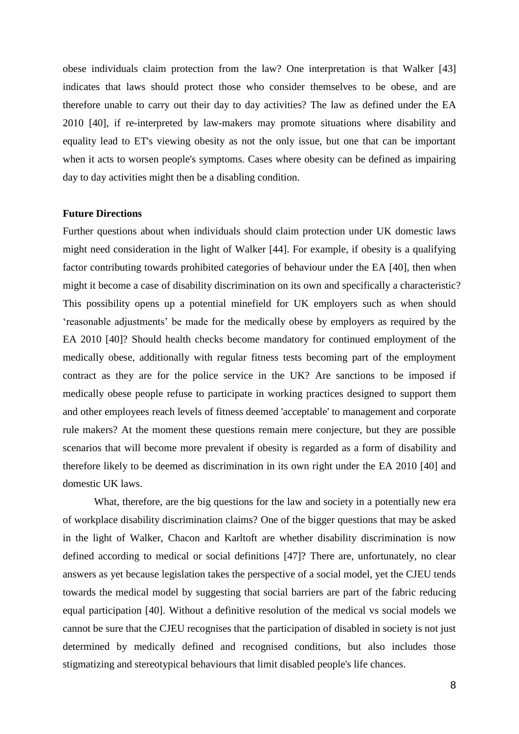obese individuals claim protection from the law? One interpretation is that Walker [43] indicates that laws should protect those who consider themselves to be obese, and are therefore unable to carry out their day to day activities? The law as defined under the EA 2010 [40], if re-interpreted by law-makers may promote situations where disability and equality lead to ET's viewing obesity as not the only issue, but one that can be important when it acts to worsen people's symptoms. Cases where obesity can be defined as impairing day to day activities might then be a disabling condition.

**Future Directions**

Further questions about when individuals should claim protection under UK domestic laws might need consideration in the light of Walker [44]. For example, if obesity is a qualifying factor contributing towards prohibited categories of behaviour under the EA [40], then when might it become a case of disability discrimination on its own and specifically a characteristic? This possibility opens up a potential minefield for UK employers such as when should 'reasonable adjustments' be made for the medically obese by employers as required by the EA 2010 [40]? Should health checks become mandatory for continued employment of the medically obese, additionally with regular fitness tests becoming part of the employment contract as they are for the police service in the UK? Are sanctions to be imposed if medically obese people refuse to participate in working practices designed to support them and other employees reach levels of fitness deemed 'acceptable' to management and corporate rule makers? At the moment these questions remain mere conjecture, but they are possible scenarios that will become more prevalent if obesity is regarded as a form of disability and therefore likely to be deemed as discrimination in its own right under the EA 2010 [40] and domestic UK laws.

What, therefore, are the big questions for the law and society in a potentially new era of workplace disability discrimination claims? One of the bigger questions that may be asked in the light of Walker, Chacon and Karltoft are whether disability discrimination is now defined according to medical or social definitions [47]? There are, unfortunately, no clear answers as yet because legislation takes the perspective of a social model, yet the CJEU tends towards the medical model by suggesting that social barriers are part of the fabric reducing equal participation [40]. Without a definitive resolution of the medical vs social models we cannot be sure that the CJEU recognises that the participation of disabled in society is not just determined by medically defined and recognised conditions, but also includes those stigmatizing and stereotypical behaviours that limit disabled people's life chances.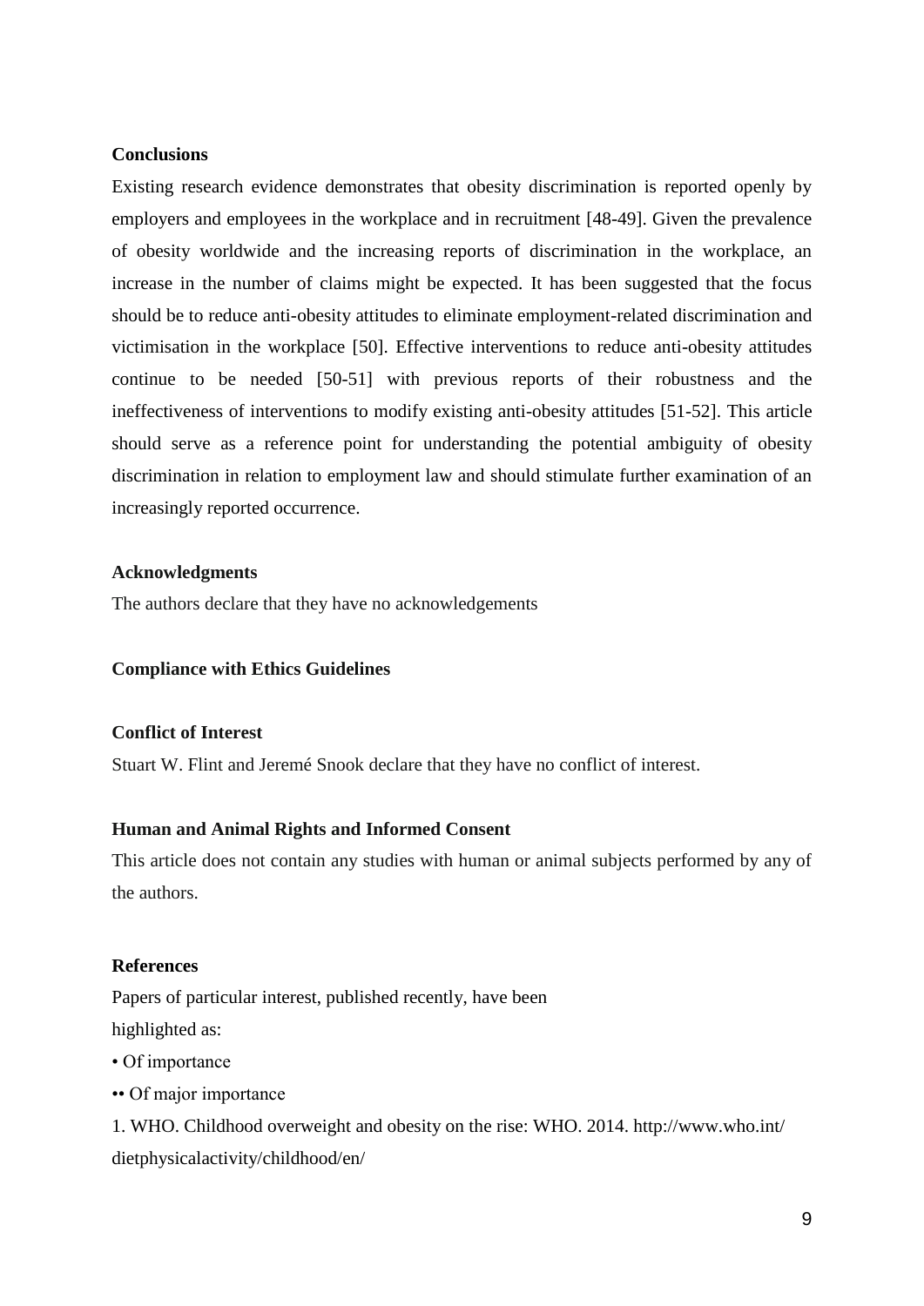## Conclusions

Existing research evidence demonstrates that obesity discrimination is reported openly by employers and employees in the workplace and in recruitment [48-49]. Given the prevalence of obesity worldwide and the increasing reports of discrimination in the workplace, an increase in the number of claims might be expected. It has been suggested that the focus should be to reduce anti-obesity attitudes to eliminate employment-related discrimination and victimisation in the workplace [50]. Effective interventions to reduce anti-obesity attitudes continue to be needed [50-51] with previous reports of their robustness and the ineffectiveness of interventions to modify existing anti-obesity attitudes [51-52]. This article should serve as a reference point for understanding the potential ambiguity of obesity discrimination in relation to employment law and should stimulate further examination of an increasingly reported occurrence.

## Acknowledgments

The authors declare that they have no acknowledgements

## Compliance with Ethics Guidelines

### Conflict of Interest

Stuart W. Flint and Jeremé Snook declare that they have no conflict of interest.

### Human and Animal Rights and Informed Consent

This article does not contain any studies with human or animal subjects performed by any of the authors.

## References

Papers of particular interest, published recently, have been highlighted as:

• Of importance

•• Of major importance

1. WHO. Childhood overweight and obesity on the rise: WHO. 2014. http://www.who.int/dietphysicalactivity/childhood/en/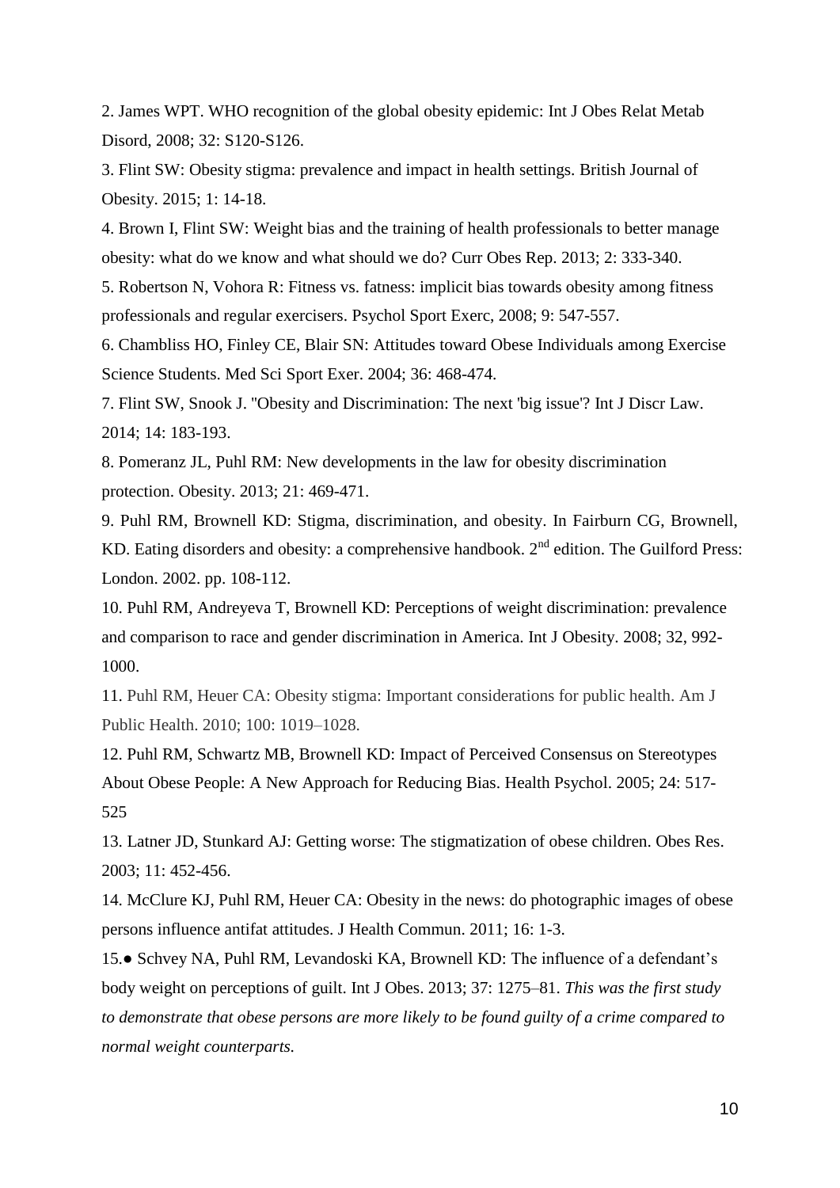2. James WPT. WHO recognition of the global obesity epidemic: Int J Obes Relat Metab Disord, 2008; 32: S120-S126.

3. Flint SW: Obesity stigma: prevalence and impact in health settings. British Journal of Obesity. 2015; 1: 14-18.

4. Brown I, Flint SW: Weight bias and the training of health professionals to better manage obesity: what do we know and what should we do? Curr Obes Rep. 2013; 2: 333-340.

5. Robertson N, Vohora R: Fitness vs. fatness: implicit bias towards obesity among fitness professionals and regular exercisers. Psychol Sport Exerc, 2008; 9: 547-557.

6. Chambliss HO, Finley CE, Blair SN: Attitudes toward Obese Individuals among Exercise Science Students. Med Sci Sport Exer. 2004; 36: 468-474.

7. Flint SW, Snook J. "Obesity and Discrimination: The next 'big issue'? Int J Discr Law. 2014; 14: 183-193.

8. Pomeranz JL, Puhl RM: New developments in the law for obesity discrimination protection. Obesity. 2013; 21: 469-471.

9. Puhl RM, Brownell KD: Stigma, discrimination, and obesity. In Fairburn CG, Brownell, KD. Eating disorders and obesity: a comprehensive handbook. 2nd edition. The Guilford Press: London. 2002. pp. 108-112.

10. Puhl RM, Andreyeva T, Brownell KD: Perceptions of weight discrimination: prevalence and comparison to race and gender discrimination in America. Int J Obesity. 2008; 32, 992-1000.

11. Puhl RM, Heuer CA: Obesity stigma: Important considerations for public health. Am J Public Health. 2010; 100: 1019–1028.

12. Puhl RM, Schwartz MB, Brownell KD: Impact of Perceived Consensus on Stereotypes About Obese People: A New Approach for Reducing Bias. Health Psychol. 2005; 24: 517-525

13. Latner JD, Stunkard AJ: Getting worse: The stigmatization of obese children. Obes Res. 2003; 11: 452-456.

14. McClure KJ, Puhl RM, Heuer CA: Obesity in the news: do photographic images of obese persons influence antifat attitudes. J Health Commun. 2011; 16: 1-3.

15.● Schvey NA, Puhl RM, Levandoski KA, Brownell KD: The influence of a defendant's body weight on perceptions of guilt. Int J Obes. 2013; 37: 1275–81. *This was the first study to demonstrate that obese persons are more likely to be found guilty of a crime compared to normal weight counterparts.*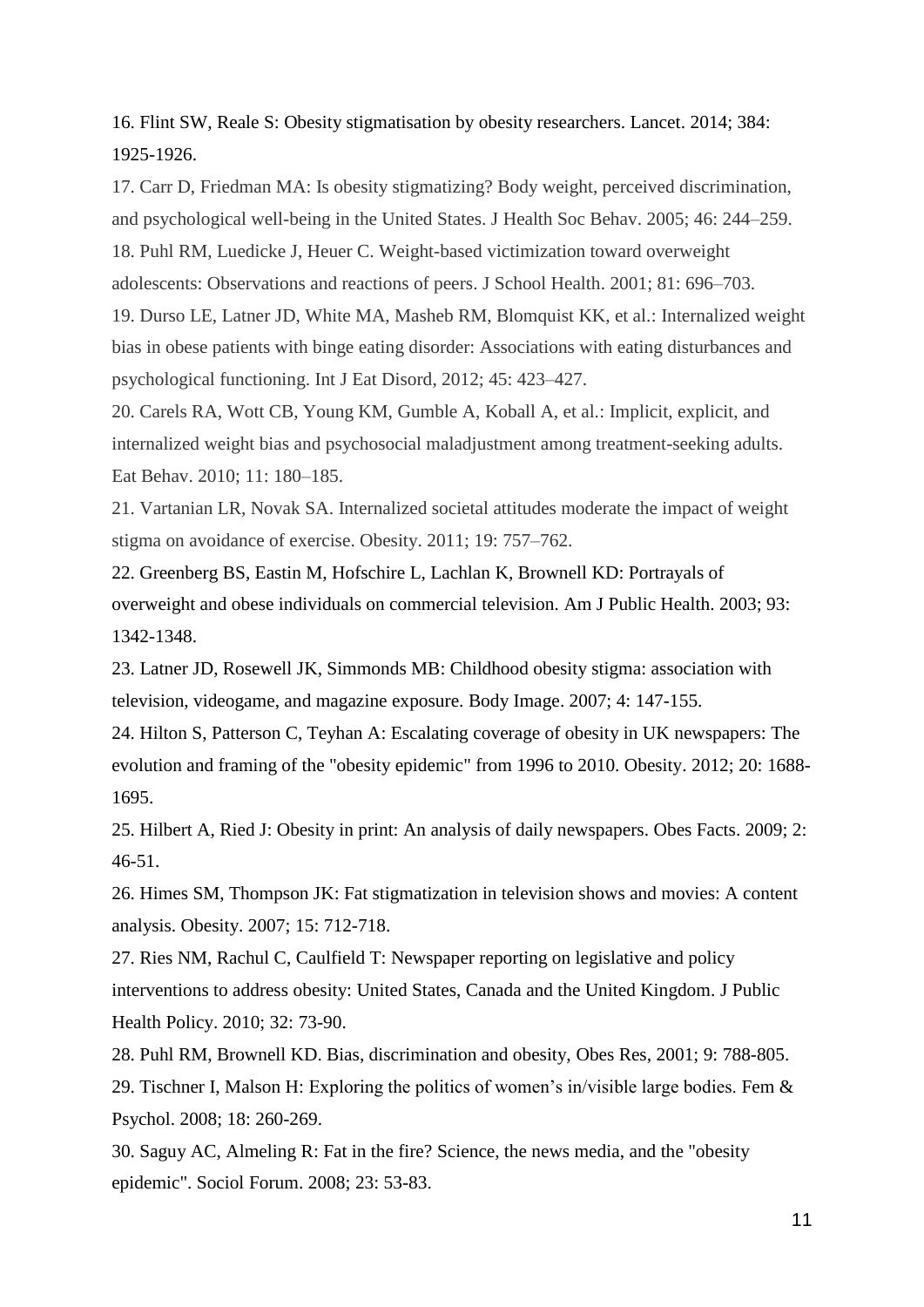16. Flint SW, Reale S: Obesity stigmatisation by obesity researchers. Lancet. 2014; 384: 1925-1926.

17. Carr D, Friedman MA: Is obesity stigmatizing? Body weight, perceived discrimination, and psychological well-being in the United States. J Health Soc Behav. 2005; 46: 244–259.

18. Puhl RM, Luedicke J, Heuer C. Weight-based victimization toward overweight adolescents: Observations and reactions of peers. J School Health. 2001; 81: 696–703.

19. Durso LE, Latner JD, White MA, Masheb RM, Blomquist KK, et al.: Internalized weight bias in obese patients with binge eating disorder: Associations with eating disturbances and psychological functioning. Int J Eat Disord, 2012; 45: 423–427.

20. Carels RA, Wott CB, Young KM, Gumble A, Koball A, et al.: Implicit, explicit, and internalized weight bias and psychosocial maladjustment among treatment-seeking adults. Eat Behav. 2010; 11: 180–185.

21. Vartanian LR, Novak SA. Internalized societal attitudes moderate the impact of weight stigma on avoidance of exercise. Obesity. 2011; 19: 757–762.

22. Greenberg BS, Eastin M, Hofschire L, Lachlan K, Brownell KD: Portrayals of overweight and obese individuals on commercial television. Am J Public Health. 2003; 93: 1342-1348.

23. Latner JD, Rosewell JK, Simmonds MB: Childhood obesity stigma: association with television, videogame, and magazine exposure. Body Image. 2007; 4: 147-155.

24. Hilton S, Patterson C, Teyhan A: Escalating coverage of obesity in UK newspapers: The evolution and framing of the "obesity epidemic" from 1996 to 2010. Obesity. 2012; 20: 1688-1695.

25. Hilbert A, Ried J: Obesity in print: An analysis of daily newspapers. Obes Facts. 2009; 2: 46-51.

26. Himes SM, Thompson JK: Fat stigmatization in television shows and movies: A content analysis. Obesity. 2007; 15: 712-718.

27. Ries NM, Rachul C, Caulfield T: Newspaper reporting on legislative and policy interventions to address obesity: United States, Canada and the United Kingdom. J Public Health Policy. 2010; 32: 73-90.

28. Puhl RM, Brownell KD. Bias, discrimination and obesity, Obes Res, 2001; 9: 788-805.

29. Tischner I, Malson H: Exploring the politics of women's in/visible large bodies. Fem & Psychol. 2008; 18: 260-269.

30. Saguy AC, Almeling R: Fat in the fire? Science, the news media, and the "obesity epidemic". Sociol Forum. 2008; 23: 53-83.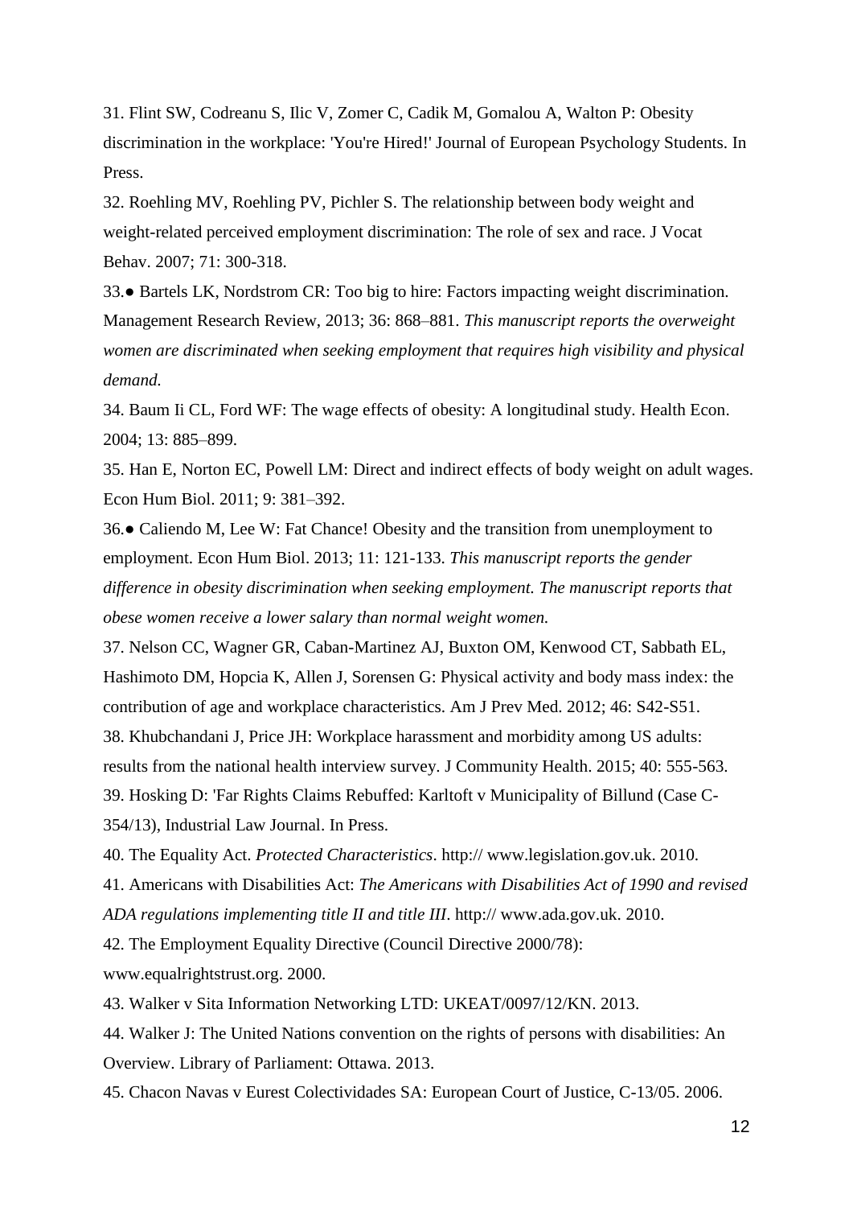31. Flint SW, Codreanu S, Ilic V, Zomer C, Cadik M, Gomalou A, Walton P: Obesity discrimination in the workplace: 'You're Hired!' Journal of European Psychology Students. In Press.

32. Roehling MV, Roehling PV, Pichler S. The relationship between body weight and weight-related perceived employment discrimination: The role of sex and race. J Vocat Behav. 2007; 71: 300-318.

33.● Bartels LK, Nordstrom CR: Too big to hire: Factors impacting weight discrimination. Management Research Review, 2013; 36: 868–881. *This manuscript reports the overweight women are discriminated when seeking employment that requires high visibility and physical demand.*

34. Baum Ii CL, Ford WF: The wage effects of obesity: A longitudinal study. Health Econ. 2004; 13: 885–899.

35. Han E, Norton EC, Powell LM: Direct and indirect effects of body weight on adult wages. Econ Hum Biol. 2011; 9: 381–392.

36.● Caliendo M, Lee W: Fat Chance! Obesity and the transition from unemployment to employment. Econ Hum Biol. 2013; 11: 121-133. *This manuscript reports the gender difference in obesity discrimination when seeking employment. The manuscript reports that obese women receive a lower salary than normal weight women.*

37. Nelson CC, Wagner GR, Caban-Martinez AJ, Buxton OM, Kenwood CT, Sabbath EL, Hashimoto DM, Hopcia K, Allen J, Sorensen G: Physical activity and body mass index: the contribution of age and workplace characteristics. Am J Prev Med. 2012; 46: S42-S51.

38. Khubchandani J, Price JH: Workplace harassment and morbidity among US adults: results from the national health interview survey. J Community Health. 2015; 40: 555-563.

39. Hosking D: 'Far Rights Claims Rebuffed: Karltoft v Municipality of Billund (Case C-354/13), Industrial Law Journal. In Press.

40. The Equality Act. *Protected Characteristics*. http:// www.legislation.gov.uk. 2010.

41. Americans with Disabilities Act: *The Americans with Disabilities Act of 1990 and revised ADA regulations implementing title II and title III*. http:// www.ada.gov.uk. 2010.

42. The Employment Equality Directive (Council Directive 2000/78): www.equalrightstrust.org. 2000.

43. Walker v Sita Information Networking LTD: UKEAT/0097/12/KN. 2013.

44. Walker J: The United Nations convention on the rights of persons with disabilities: An Overview. Library of Parliament: Ottawa. 2013.

45. Chacon Navas v Eurest Colectividades SA: European Court of Justice, C-13/05. 2006.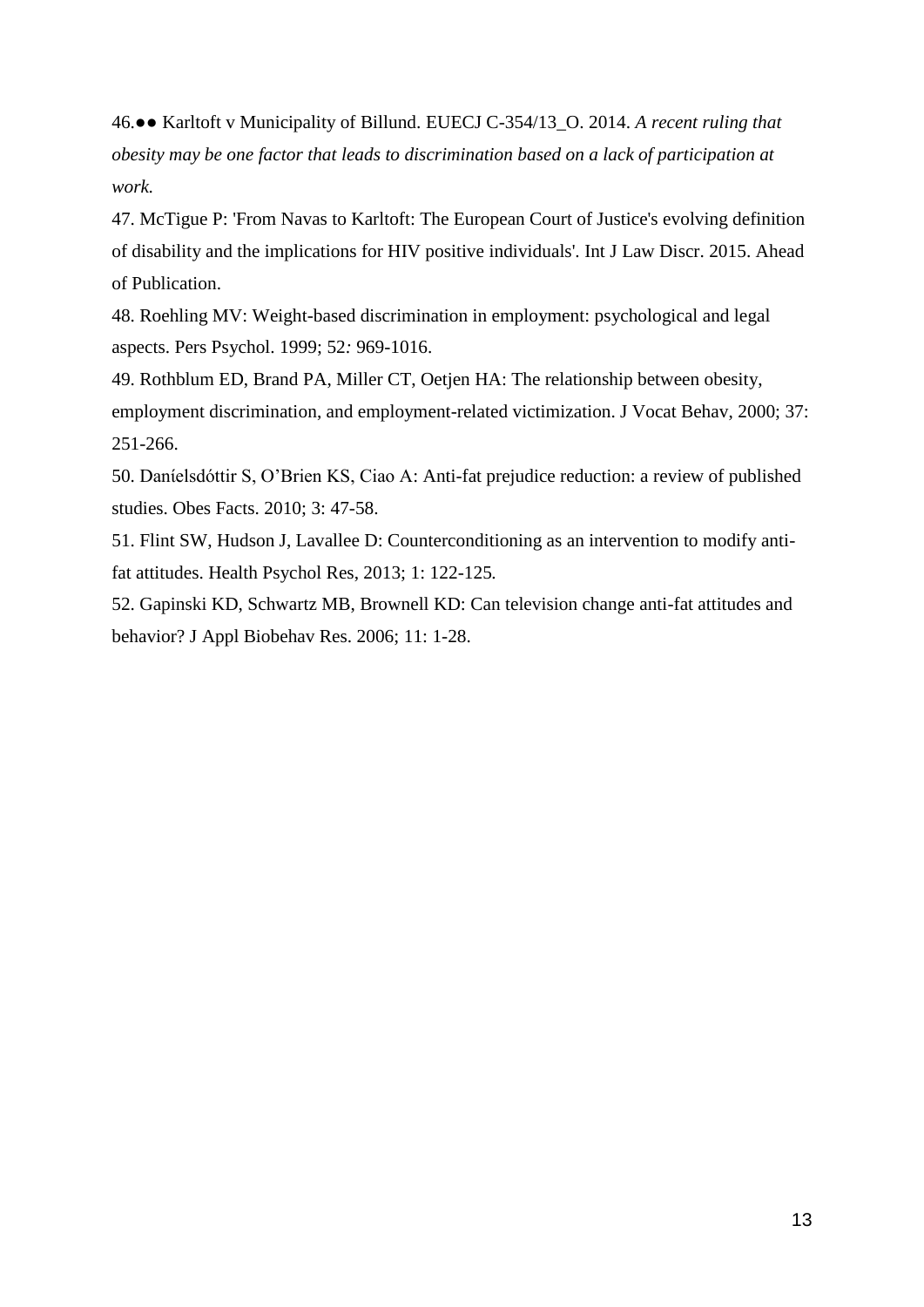46.●● Karltoft v Municipality of Billund. EUECJ C-354/13_O. 2014. *A recent ruling that obesity may be one factor that leads to discrimination based on a lack of participation at work.*

47. McTigue P: 'From Navas to Karltoft: The European Court of Justice's evolving definition of disability and the implications for HIV positive individuals'. Int J Law Discr. 2015. Ahead of Publication.

48. Roehling MV: Weight-based discrimination in employment: psychological and legal aspects. Pers Psychol. 1999; 52: 969-1016.

49. Rothblum ED, Brand PA, Miller CT, Oetjen HA: The relationship between obesity, employment discrimination, and employment-related victimization. J Vocat Behav, 2000; 37: 251-266.

50. Daníelsdóttir S, O'Brien KS, Ciao A: Anti-fat prejudice reduction: a review of published studies. Obes Facts. 2010; 3: 47-58.

51. Flint SW, Hudson J, Lavallee D: Counterconditioning as an intervention to modify anti-fat attitudes. Health Psychol Res, 2013; 1: 122-125.

52. Gapinski KD, Schwartz MB, Brownell KD: Can television change anti-fat attitudes and behavior? J Appl Biobehav Res. 2006; 11: 1-28.